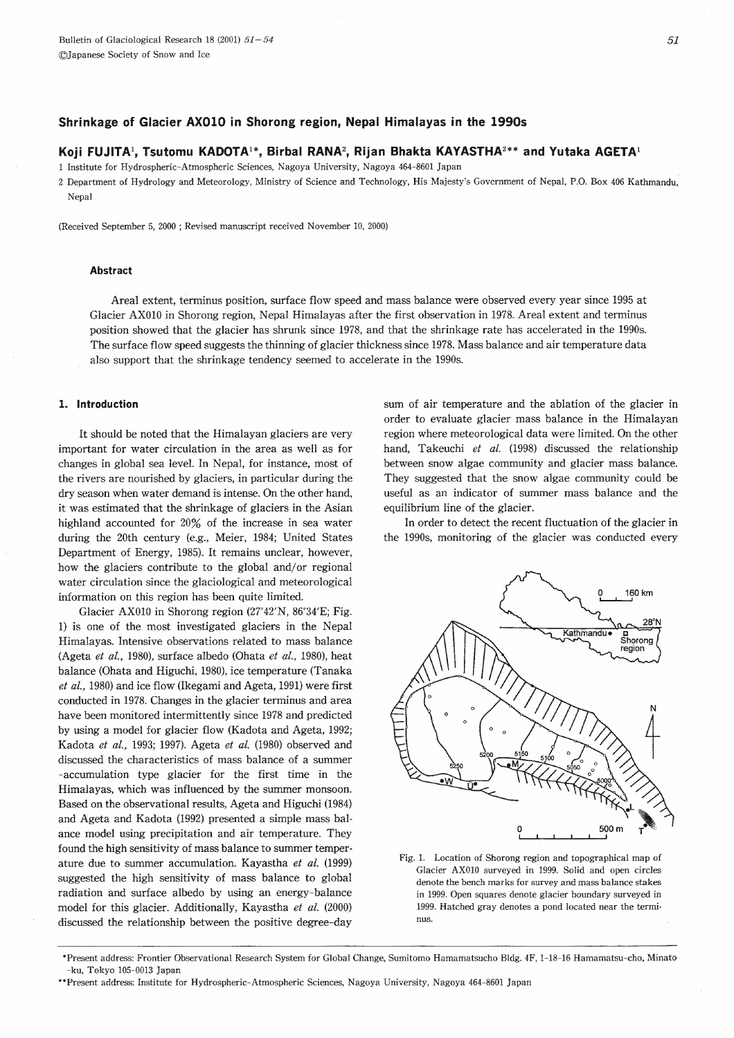# Shrinkage of Glacier AX010 in Shorong region, Nepal Himalayas in the 1990s

**Koji FUJITA[1], Tsutomu KADOTA[1*], Birbal RANA[2], Rijan Bhakta KAYASTHA[2**] and Yutaka AGETA[1]**

1 Institute for Hydrospheric-Atmospheric Sciences, Nagoya University, Nagoya 464-8601 Japan

2 Department of Hydrology and Meteorology, Ministry of Science and Technology, His Majesty's Government of Nepal, P.O. Box 406 Kathmandu, Nepal

(Received September 5, 2000 ; Revised manuscript received November 10, 2000)

### Abstract

Areal extent, terminus position, surface flow speed and mass balance were observed every year since 1995 at Glacier AX010 in Shorong region, Nepal Himalayas after the first observation in 1978. Areal extent and terminus position showed that the glacier has shrunk since 1978, and that the shrinkage rate has accelerated in the 1990s. The surface flow speed suggests the thinning of glacier thickness since 1978. Mass balance and air temperature data also support that the shrinkage tendency seemed to accelerate in the 1990s.

## 1. Introduction

It should be noted that the Himalayan glaciers are very important for water circulation in the area as well as for changes in global sea level. In Nepal, for instance, most of the rivers are nourished by glaciers, in particular during the dry season when water demand is intense. On the other hand, it was estimated that the shrinkage of glaciers in the Asian highland accounted for 20% of the increase in sea water during the 20th century (e.g., Meier, 1984; United States Department of Energy, 1985). It remains unclear, however, how the glaciers contribute to the global and/or regional water circulation since the glaciological and meteorological information on this region has been quite limited.

Glacier AX010 in Shorong region (27°42′N, 86°34′E; Fig. 1) is one of the most investigated glaciers in the Nepal Himalayas. Intensive observations related to mass balance (Ageta *et al.*, 1980), surface albedo (Ohata *et al.*, 1980), heat balance (Ohata and Higuchi, 1980), ice temperature (Tanaka *et al.*, 1980) and ice flow (Ikegami and Ageta, 1991) were first conducted in 1978. Changes in the glacier terminus and area have been monitored intermittently since 1978 and predicted by using a model for glacier flow (Kadota and Ageta, 1992; Kadota *et al.*, 1993; 1997). Ageta *et al.* (1980) observed and discussed the characteristics of mass balance of a summer-accumulation type glacier for the first time in the Himalayas, which was influenced by the summer monsoon. Based on the observational results, Ageta and Higuchi (1984) and Ageta and Kadota (1992) presented a simple mass balance model using precipitation and air temperature. They found the high sensitivity of mass balance to summer temperature due to summer accumulation. Kayastha *et al.* (1999) suggested the high sensitivity of mass balance to global radiation and surface albedo by using an energy-balance model for this glacier. Additionally, Kayastha *et al.* (2000) discussed the relationship between the positive degree-day sum of air temperature and the ablation of the glacier in order to evaluate glacier mass balance in the Himalayan region where meteorological data were limited. On the other hand, Takeuchi *et al.* (1998) discussed the relationship between snow algae community and glacier mass balance. They suggested that the snow algae community could be useful as an indicator of summer mass balance and the equilibrium line of the glacier.

In order to detect the recent fluctuation of the glacier in the 1990s, monitoring of the glacier was conducted every

Fig. 1. Location of Shorong region and topographical map of Glacier AX010 surveyed in 1999. Solid and open circles denote the bench marks for survey and mass balance stakes in 1999. Open squares denote glacier boundary surveyed in 1999. Hatched gray denotes a pond located near the terminus.

*Present address: Frontier Observational Research System for Global Change, Sumitomo Hamamatsucho Bldg. 4F, 1-18-16 Hamamatsu-cho, Minato-ku, Tokyo 105-0013 Japan

**Present address: Institute for Hydrospheric-Atmospheric Sciences, Nagoya University, Nagoya 464-8601 Japan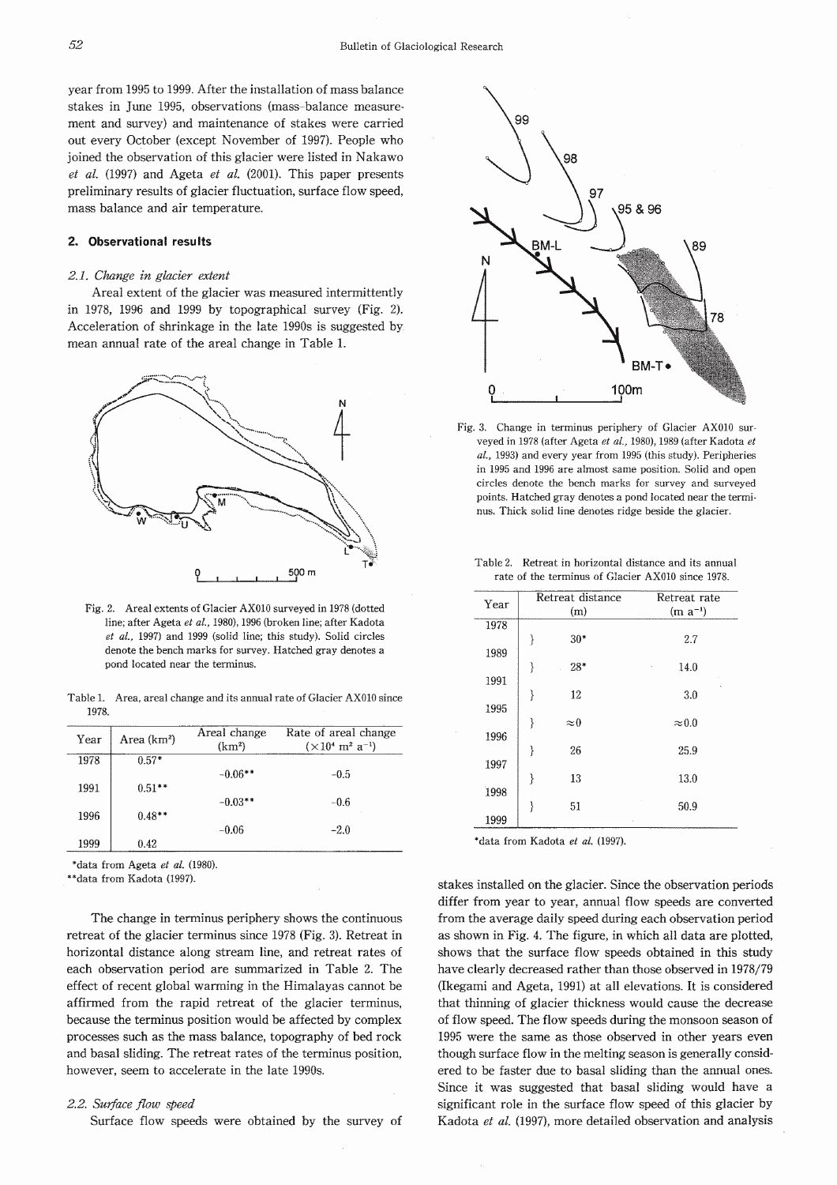year from 1995 to 1999. After the installation of mass balance stakes in June 1995, observations (mass-balance measurement and survey) and maintenance of stakes were carried out every October (except November of 1997). People who joined the observation of this glacier were listed in Nakawo *et al.* (1997) and Ageta *et al.* (2001). This paper presents preliminary results of glacier fluctuation, surface flow speed, mass balance and air temperature.

## 2. Observational results

### 2.1. Change in glacier extent

Areal extent of the glacier was measured intermittently in 1978, 1996 and 1999 by topographical survey (Fig. 2). Acceleration of shrinkage in the late 1990s is suggested by mean annual rate of the areal change in Table 1.

Fig. 2. Areal extents of Glacier AX010 surveyed in 1978 (dotted line; after Ageta *et al.*, 1980), 1996 (broken line; after Kadota *et al.*, 1997) and 1999 (solid line; this study). Solid circles denote the bench marks for survey. Hatched gray denotes a pond located near the terminus.

Table 1. Area, areal change and its annual rate of Glacier AX010 since 1978.

| Year | Area (km²) | Areal change (km²) | Rate of areal change ($\times 10^4$ m² a⁻¹) |
|---|---|---|---|
| 1978 | 0.57* | | |
| | | -0.06** | -0.5 |
| 1991 | 0.51** | | |
| | | -0.03** | -0.6 |
| 1996 | 0.48** | | |
| | | -0.06 | -2.0 |
| 1999 | 0.42 | | |

*data from Ageta *et al.* (1980).
**data from Kadota (1997).

The change in terminus periphery shows the continuous retreat of the glacier terminus since 1978 (Fig. 3). Retreat in horizontal distance along stream line, and retreat rates of each observation period are summarized in Table 2. The effect of recent global warming in the Himalayas cannot be affirmed from the rapid retreat of the glacier terminus, because the terminus position would be affected by complex processes such as the mass balance, topography of bed rock and basal sliding. The retreat rates of the terminus position, however, seem to accelerate in the late 1990s.

### 2.2. Surface flow speed

Surface flow speeds were obtained by the survey of stakes installed on the glacier. Since the observation periods differ from year to year, annual flow speeds are converted from the average daily speed during each observation period as shown in Fig. 4. The figure, in which all data are plotted, shows that the surface flow speeds obtained in this study have clearly decreased rather than those observed in 1978/79 (Ikegami and Ageta, 1991) at all elevations. It is considered that thinning of glacier thickness would cause the decrease of flow speed. The flow speeds during the monsoon season of 1995 were the same as those observed in other years even though surface flow in the melting season is generally considered to be faster due to basal sliding than the annual ones. Since it was suggested that basal sliding would have a significant role in the surface flow speed of this glacier by Kadota *et al.* (1997), more detailed observation and analysis

Fig. 3. Change in terminus periphery of Glacier AX010 surveyed in 1978 (after Ageta *et al.*, 1980), 1989 (after Kadota *et al.*, 1993) and every year from 1995 (this study). Peripheries in 1995 and 1996 are almost same position. Solid and open circles denote the bench marks for survey and surveyed points. Hatched gray denotes a pond located near the terminus. Thick solid line denotes ridge beside the glacier.

Table 2. Retreat in horizontal distance and its annual rate of the terminus of Glacier AX010 since 1978.

| Year | Retreat distance (m) | Retreat rate (m a⁻¹) |
|---|---|---|
| 1978 | | |
| | 30* | 2.7 |
| 1989 | | |
| | 28* | 14.0 |
| 1991 | | |
| | 12 | 3.0 |
| 1995 | | |
| | ≈0 | ≈0.0 |
| 1996 | | |
| | 26 | 25.9 |
| 1997 | | |
| | 13 | 13.0 |
| 1998 | | |
| | 51 | 50.9 |
| 1999 | | |

*data from Kadota *et al.* (1997).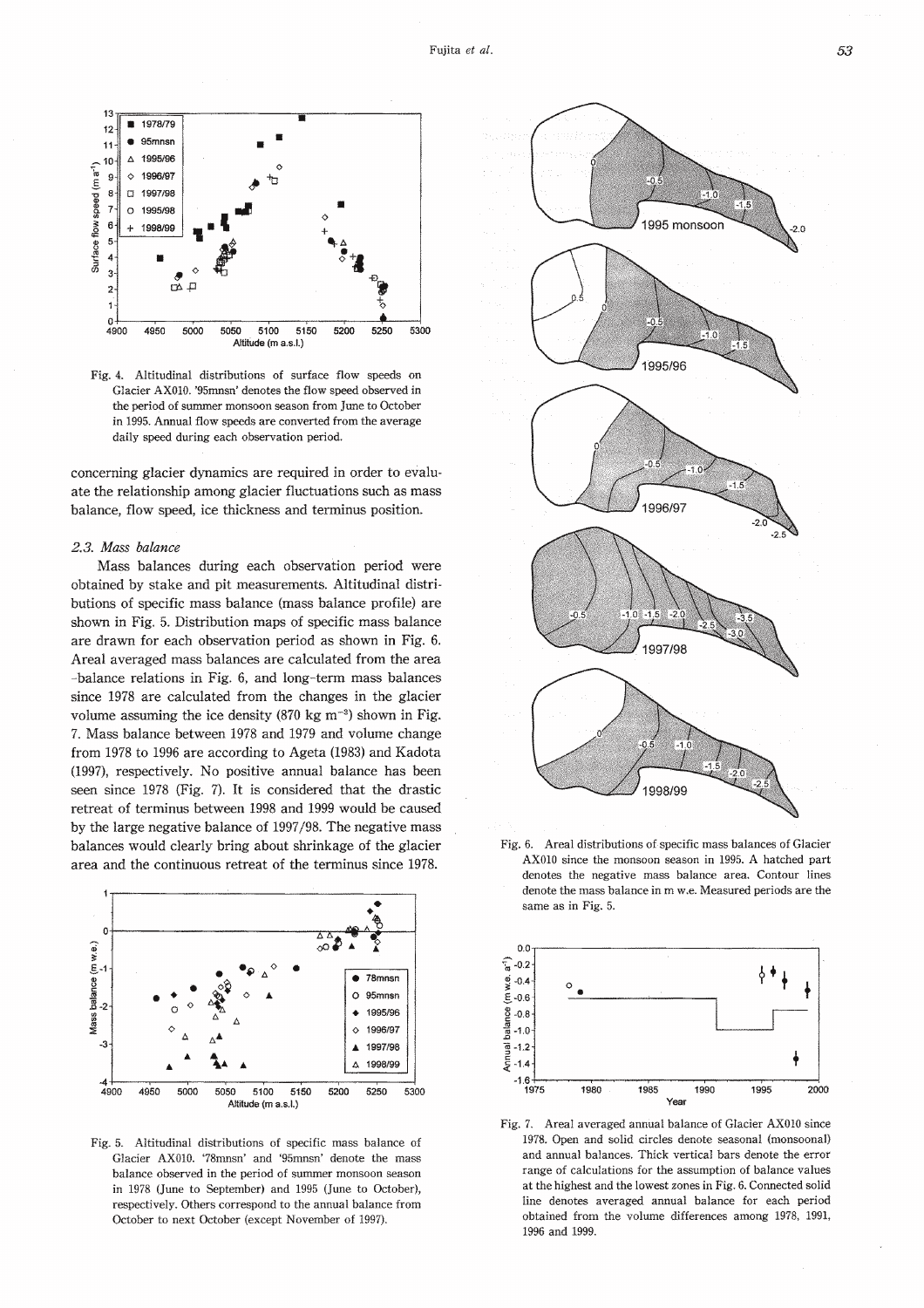Fig. 4. Altitudinal distributions of surface flow speeds on Glacier AX010. '95mnsn' denotes the flow speed observed in the period of summer monsoon season from June to October in 1995. Annual flow speeds are converted from the average daily speed during each observation period.

concerning glacier dynamics are required in order to evaluate the relationship among glacier fluctuations such as mass balance, flow speed, ice thickness and terminus position.

### *2.3. Mass balance*

Mass balances during each observation period were obtained by stake and pit measurements. Altitudinal distributions of specific mass balance (mass balance profile) are shown in Fig. 5. Distribution maps of specific mass balance are drawn for each observation period as shown in Fig. 6. Areal averaged mass balances are calculated from the area-balance relations in Fig. 6, and long-term mass balances since 1978 are calculated from the changes in the glacier volume assuming the ice density (870 kg m$^{-3}$) shown in Fig. 7. Mass balance between 1978 and 1979 and volume change from 1978 to 1996 are according to Ageta (1983) and Kadota (1997), respectively. No positive annual balance has been seen since 1978 (Fig. 7). It is considered that the drastic retreat of terminus between 1998 and 1999 would be caused by the large negative balance of 1997/98. The negative mass balances would clearly bring about shrinkage of the glacier area and the continuous retreat of the terminus since 1978.

Fig. 5. Altitudinal distributions of specific mass balance of Glacier AX010. '78mnsn' and '95mnsn' denote the mass balance observed in the period of summer monsoon season in 1978 (June to September) and 1995 (June to October), respectively. Others correspond to the annual balance from October to next October (except November of 1997).

Fig. 6. Areal distributions of specific mass balances of Glacier AX010 since the monsoon season in 1995. A hatched part denotes the negative mass balance area. Contour lines denote the mass balance in m w.e. Measured periods are the same as in Fig. 5.

Fig. 7. Areal averaged annual balance of Glacier AX010 since 1978. Open and solid circles denote seasonal (monsoonal) and annual balances. Thick vertical bars denote the error range of calculations for the assumption of balance values at the highest and the lowest zones in Fig. 6. Connected solid line denotes averaged annual balance for each period obtained from the volume differences among 1978, 1991, 1996 and 1999.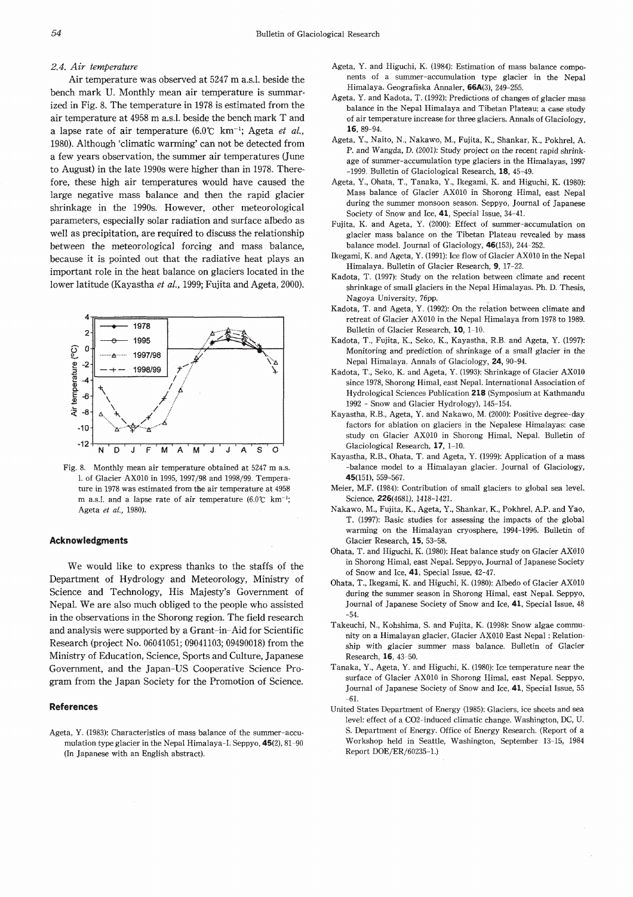### 2.4. Air temperature

Air temperature was observed at 5247 m a.s.l. beside the bench mark U. Monthly mean air temperature is summarized in Fig. 8. The temperature in 1978 is estimated from the air temperature at 4958 m a.s.l. beside the bench mark T and a lapse rate of air temperature (6.0℃ $km^{-1}$; Ageta *et al.*, 1980). Although 'climatic warming' can not be detected from a few years observation, the summer air temperatures (June to August) in the late 1990s were higher than in 1978. Therefore, these high air temperatures would have caused the large negative mass balance and then the rapid glacier shrinkage in the 1990s. However, other meteorological parameters, especially solar radiation and surface albedo as well as precipitation, are required to discuss the relationship between the meteorological forcing and mass balance, because it is pointed out that the radiative heat plays an important role in the heat balance on glaciers located in the lower latitude (Kayastha *et al.*, 1999; Fujita and Ageta, 2000).

1978
1995
1997/98
1998/99
Air temperature (°C)
4
2
0
-2
-4
-6
-8
-10
-12
N D J F M A M J J A S O

Fig. 8. Monthly mean air temperature obtained at 5247 m a.s.l. of Glacier AX010 in 1995, 1997/98 and 1998/99. Temperature in 1978 was estimated from the air temperature at 4958 m a.s.l. and a lapse rate of air temperature (6.0℃ $km^{-1}$; Ageta *et al.*, 1980).

## Acknowledgments

We would like to express thanks to the staffs of the Department of Hydrology and Meteorology, Ministry of Science and Technology, His Majesty's Government of Nepal. We are also much obliged to the people who assisted in the observations in the Shorong region. The field research and analysis were supported by a Grant-in-Aid for Scientific Research (project No. 06041051; 09041103; 09490018) from the Ministry of Education, Science, Sports and Culture, Japanese Government, and the Japan-US Cooperative Science Program from the Japan Society for the Promotion of Science.

## References

Ageta, Y. (1983): Characteristics of mass balance of the summer-accumulation type glacier in the Nepal Himalaya-I. Seppyo, **45**(2), 81-90 (In Japanese with an English abstract).

Ageta, Y. and Higuchi, K. (1984): Estimation of mass balance components of a summer-accumulation type glacier in the Nepal Himalaya. Geografiska Annaler, **66A**(3), 249-255.

Ageta, Y. and Kadota, T. (1992): Predictions of changes of glacier mass balance in the Nepal Himalaya and Tibetan Plateau: a case study of air temperature increase for three glaciers. Annals of Glaciology, **16**, 89-94.

Ageta, Y., Naito, N., Nakawo, M., Fujita, K., Shankar, K., Pokhrel, A. P. and Wangda, D. (2001): Study project on the recent rapid shrinkage of summer-accumulation type glaciers in the Himalayas, 1997-1999. Bulletin of Glaciological Research, **18**, 45-49.

Ageta, Y., Ohata, T., Tanaka, Y., Ikegami, K. and Higuchi, K. (1980): Mass balance of Glacier AX010 in Shorong Himal, east Nepal during the summer monsoon season. Seppyo, Journal of Japanese Society of Snow and Ice, **41**, Special Issue, 34-41.

Fujita, K. and Ageta, Y. (2000): Effect of summer-accumulation on glacier mass balance on the Tibetan Plateau revealed by mass balance model. Journal of Glaciology, **46**(153), 244-252.

Ikegami, K. and Ageta, Y. (1991): Ice flow of Glacier AX010 in the Nepal Himalaya. Bulletin of Glacier Research, **9**, 17-22.

Kadota, T. (1997): Study on the relation between climate and recent shrinkage of small glaciers in the Nepal Himalayas. Ph. D. Thesis, Nagoya University, 76pp.

Kadota, T. and Ageta, Y. (1992): On the relation between climate and retreat of Glacier AX010 in the Nepal Himalaya from 1978 to 1989. Bulletin of Glacier Research, **10**, 1-10.

Kadota, T., Fujita, K., Seko, K., Kayastha, R.B. and Ageta, Y. (1997): Monitoring and prediction of shrinkage of a small glacier in the Nepal Himalaya. Annals of Glaciology, **24**, 90-94.

Kadota, T., Seko, K. and Ageta, Y. (1993): Shrinkage of Glacier AX010 since 1978, Shorong Himal, east Nepal. International Association of Hydrological Sciences Publication **218** (Symposium at Kathmandu 1992 - Snow and Glacier Hydrology), 145-154.

Kayastha, R.B., Ageta, Y. and Nakawo, M. (2000): Positive degree-day factors for ablation on glaciers in the Nepalese Himalayas: case study on Glacier AX010 in Shorong Himal, Nepal. Bulletin of Glaciological Research, **17**, 1-10.

Kayastha, R.B., Ohata, T. and Ageta, Y. (1999): Application of a mass-balance model to a Himalayan glacier. Journal of Glaciology, **45**(151), 559-567.

Meier, M.F. (1984): Contribution of small glaciers to global sea level. Science, **226**(4681), 1418-1421.

Nakawo, M., Fujita, K., Ageta, Y., Shankar, K., Pokhrel, A.P. and Yao, T. (1997): Basic studies for assessing the impacts of the global warming on the Himalayan cryosphere, 1994-1996. Bulletin of Glacier Research, **15**, 53-58.

Ohata, T. and Higuchi, K. (1980): Heat balance study on Glacier AX010 in Shorong Himal, east Nepal. Seppyo, Journal of Japanese Society of Snow and Ice, **41**, Special Issue, 42-47.

Ohata, T., Ikegami, K. and Higuchi, K. (1980): Albedo of Glacier AX010 during the summer season in Shorong Himal, east Nepal. Seppyo, Journal of Japanese Society of Snow and Ice, **41**, Special Issue, 48-54.

Takeuchi, N., Kohshima, S. and Fujita, K. (1998): Snow algae community on a Himalayan glacier, Glacier AX010 East Nepal: Relationship with glacier summer mass balance. Bulletin of Glacier Research, **16**, 43-50.

Tanaka, Y., Ageta, Y. and Higuchi, K. (1980): Ice temperature near the surface of Glacier AX010 in Shorong Himal, east Nepal. Seppyo, Journal of Japanese Society of Snow and Ice, **41**, Special Issue, 55-61.

United States Department of Energy (1985): Glaciers, ice sheets and sea level: effect of a CO2-induced climatic change. Washington, DC, U. S. Department of Energy. Office of Energy Research. (Report of a Workshop held in Seattle, Washington, September 13-15, 1984 Report DOE/ER/60235-1.)